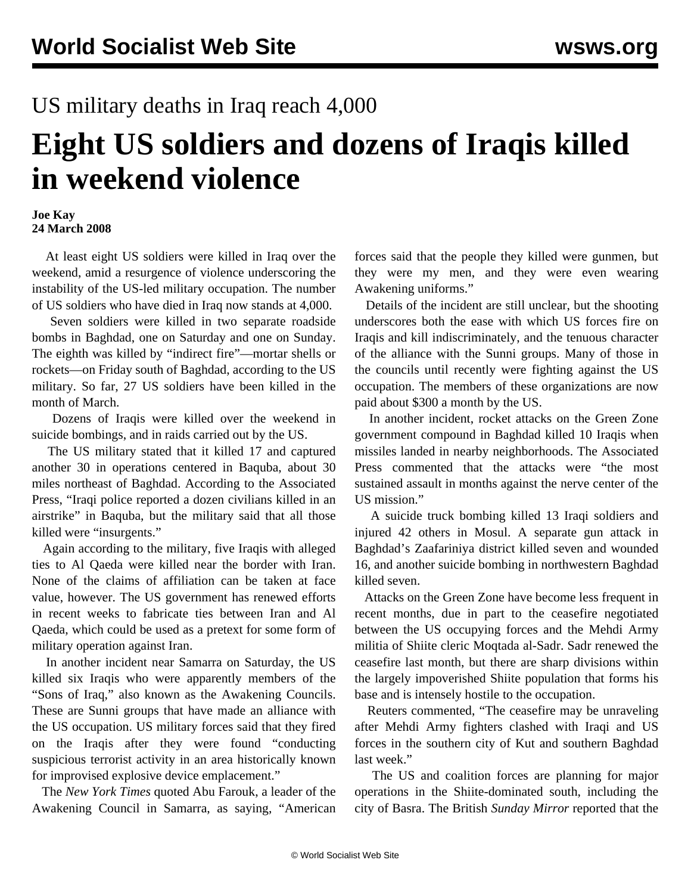# US military deaths in Iraq reach 4,000

# Eight US soldiers and dozens of Iraqis killed in weekend violence

**Joe Kay**
**24 March 2008**

At least eight US soldiers were killed in Iraq over the weekend, amid a resurgence of violence underscoring the instability of the US-led military occupation. The number of US soldiers who have died in Iraq now stands at 4,000.

Seven soldiers were killed in two separate roadside bombs in Baghdad, one on Saturday and one on Sunday. The eighth was killed by "indirect fire"—mortar shells or rockets—on Friday south of Baghdad, according to the US military. So far, 27 US soldiers have been killed in the month of March.

Dozens of Iraqis were killed over the weekend in suicide bombings, and in raids carried out by the US.

The US military stated that it killed 17 and captured another 30 in operations centered in Baquba, about 30 miles northeast of Baghdad. According to the Associated Press, "Iraqi police reported a dozen civilians killed in an airstrike" in Baquba, but the military said that all those killed were "insurgents."

Again according to the military, five Iraqis with alleged ties to Al Qaeda were killed near the border with Iran. None of the claims of affiliation can be taken at face value, however. The US government has renewed efforts in recent weeks to fabricate ties between Iran and Al Qaeda, which could be used as a pretext for some form of military operation against Iran.

In another incident near Samarra on Saturday, the US killed six Iraqis who were apparently members of the "Sons of Iraq," also known as the Awakening Councils. These are Sunni groups that have made an alliance with the US occupation. US military forces said that they fired on the Iraqis after they were found "conducting suspicious terrorist activity in an area historically known for improvised explosive device emplacement."

The *New York Times* quoted Abu Farouk, a leader of the Awakening Council in Samarra, as saying, "American forces said that the people they killed were gunmen, but they were my men, and they were even wearing Awakening uniforms."

Details of the incident are still unclear, but the shooting underscores both the ease with which US forces fire on Iraqis and kill indiscriminately, and the tenuous character of the alliance with the Sunni groups. Many of those in the councils until recently were fighting against the US occupation. The members of these organizations are now paid about $300 a month by the US.

In another incident, rocket attacks on the Green Zone government compound in Baghdad killed 10 Iraqis when missiles landed in nearby neighborhoods. The Associated Press commented that the attacks were "the most sustained assault in months against the nerve center of the US mission."

A suicide truck bombing killed 13 Iraqi soldiers and injured 42 others in Mosul. A separate gun attack in Baghdad's Zaafariniya district killed seven and wounded 16, and another suicide bombing in northwestern Baghdad killed seven.

Attacks on the Green Zone have become less frequent in recent months, due in part to the ceasefire negotiated between the US occupying forces and the Mehdi Army militia of Shiite cleric Moqtada al-Sadr. Sadr renewed the ceasefire last month, but there are sharp divisions within the largely impoverished Shiite population that forms his base and is intensely hostile to the occupation.

Reuters commented, "The ceasefire may be unraveling after Mehdi Army fighters clashed with Iraqi and US forces in the southern city of Kut and southern Baghdad last week."

The US and coalition forces are planning for major operations in the Shiite-dominated south, including the city of Basra. The British *Sunday Mirror* reported that the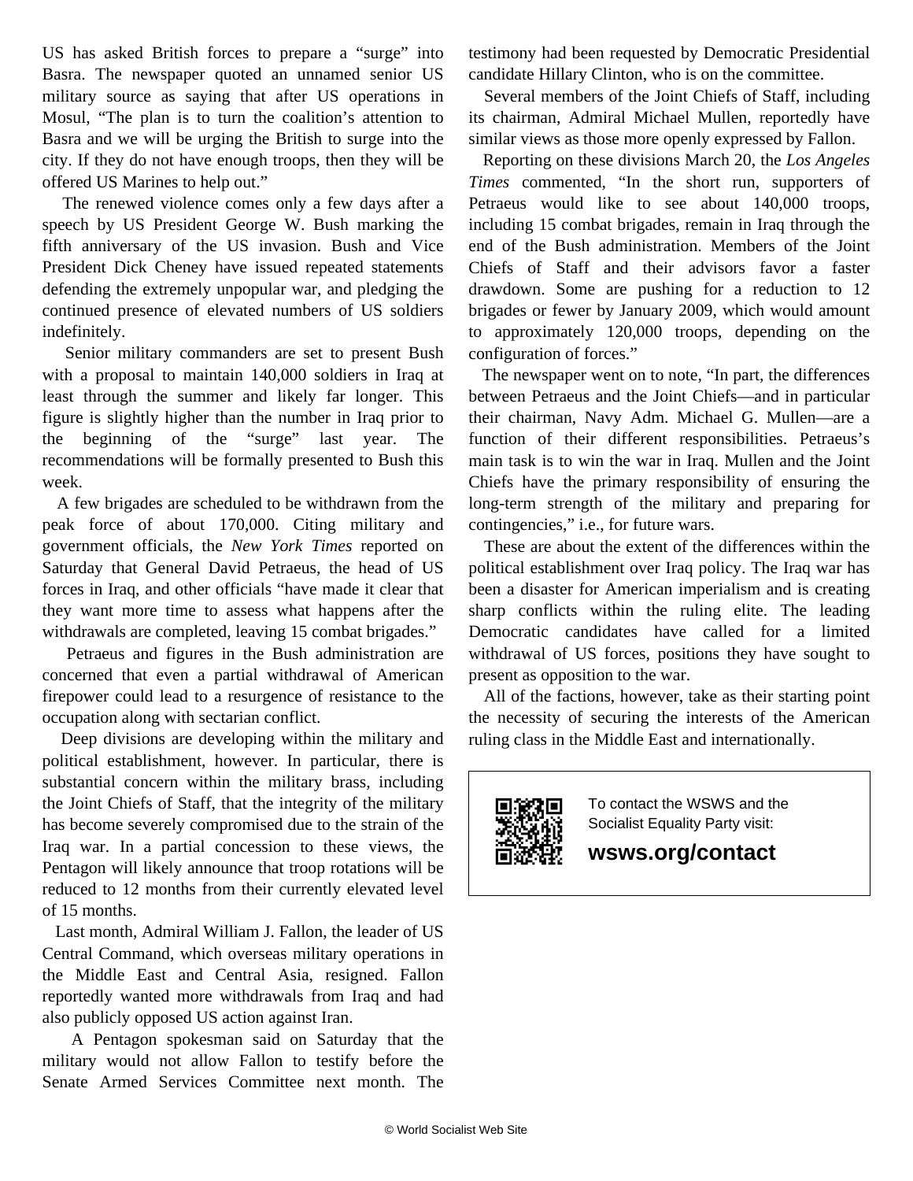US has asked British forces to prepare a "surge" into Basra. The newspaper quoted an unnamed senior US military source as saying that after US operations in Mosul, "The plan is to turn the coalition's attention to Basra and we will be urging the British to surge into the city. If they do not have enough troops, then they will be offered US Marines to help out."

The renewed violence comes only a few days after a speech by US President George W. Bush marking the fifth anniversary of the US invasion. Bush and Vice President Dick Cheney have issued repeated statements defending the extremely unpopular war, and pledging the continued presence of elevated numbers of US soldiers indefinitely.

Senior military commanders are set to present Bush with a proposal to maintain 140,000 soldiers in Iraq at least through the summer and likely far longer. This figure is slightly higher than the number in Iraq prior to the beginning of the "surge" last year. The recommendations will be formally presented to Bush this week.

A few brigades are scheduled to be withdrawn from the peak force of about 170,000. Citing military and government officials, the *New York Times* reported on Saturday that General David Petraeus, the head of US forces in Iraq, and other officials "have made it clear that they want more time to assess what happens after the withdrawals are completed, leaving 15 combat brigades."

Petraeus and figures in the Bush administration are concerned that even a partial withdrawal of American firepower could lead to a resurgence of resistance to the occupation along with sectarian conflict.

Deep divisions are developing within the military and political establishment, however. In particular, there is substantial concern within the military brass, including the Joint Chiefs of Staff, that the integrity of the military has become severely compromised due to the strain of the Iraq war. In a partial concession to these views, the Pentagon will likely announce that troop rotations will be reduced to 12 months from their currently elevated level of 15 months.

Last month, Admiral William J. Fallon, the leader of US Central Command, which overseas military operations in the Middle East and Central Asia, resigned. Fallon reportedly wanted more withdrawals from Iraq and had also publicly opposed US action against Iran.

A Pentagon spokesman said on Saturday that the military would not allow Fallon to testify before the Senate Armed Services Committee next month. The testimony had been requested by Democratic Presidential candidate Hillary Clinton, who is on the committee.

Several members of the Joint Chiefs of Staff, including its chairman, Admiral Michael Mullen, reportedly have similar views as those more openly expressed by Fallon.

Reporting on these divisions March 20, the *Los Angeles Times* commented, "In the short run, supporters of Petraeus would like to see about 140,000 troops, including 15 combat brigades, remain in Iraq through the end of the Bush administration. Members of the Joint Chiefs of Staff and their advisors favor a faster drawdown. Some are pushing for a reduction to 12 brigades or fewer by January 2009, which would amount to approximately 120,000 troops, depending on the configuration of forces."

The newspaper went on to note, "In part, the differences between Petraeus and the Joint Chiefs—and in particular their chairman, Navy Adm. Michael G. Mullen—are a function of their different responsibilities. Petraeus's main task is to win the war in Iraq. Mullen and the Joint Chiefs have the primary responsibility of ensuring the long-term strength of the military and preparing for contingencies," i.e., for future wars.

These are about the extent of the differences within the political establishment over Iraq policy. The Iraq war has been a disaster for American imperialism and is creating sharp conflicts within the ruling elite. The leading Democratic candidates have called for a limited withdrawal of US forces, positions they have sought to present as opposition to the war.

All of the factions, however, take as their starting point the necessity of securing the interests of the American ruling class in the Middle East and internationally.

To contact the WSWS and the Socialist Equality Party visit:

**wsws.org/contact**